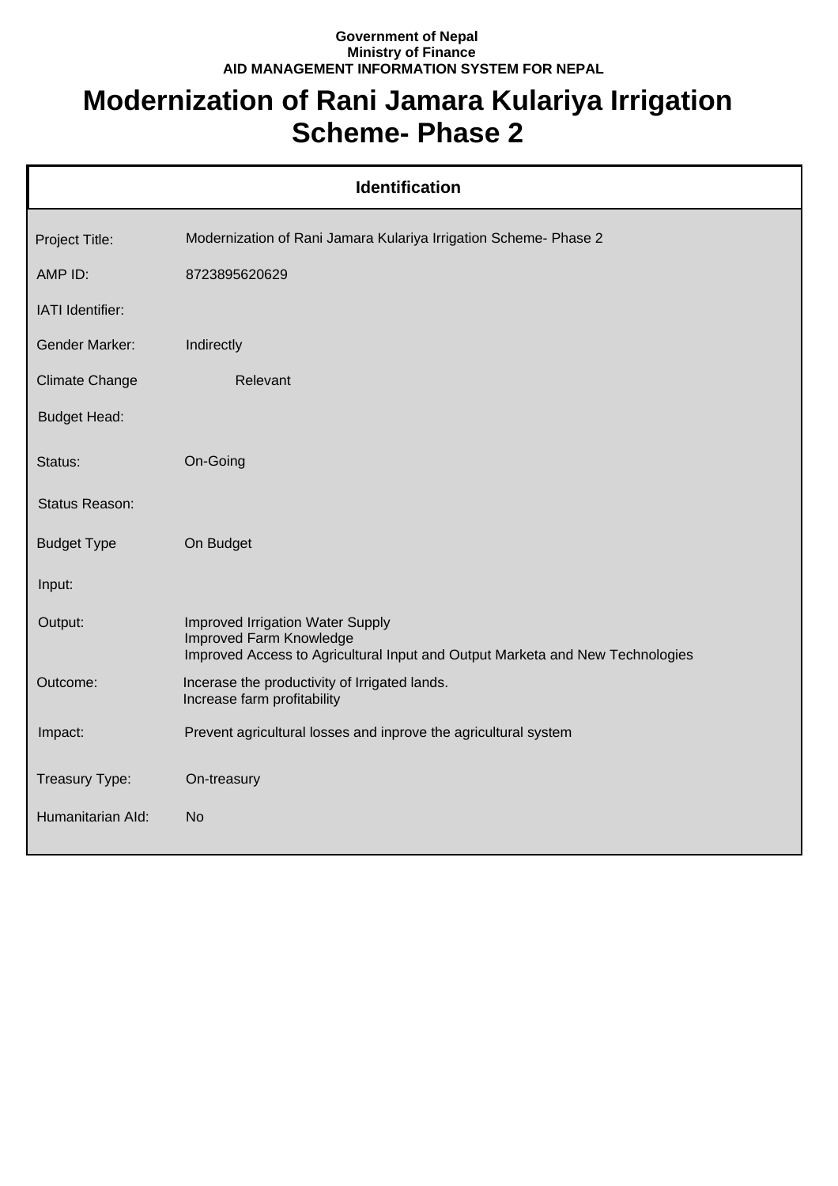**Government of Nepal**
**Ministry of Finance**
**AID MANAGEMENT INFORMATION SYSTEM FOR NEPAL**

# Modernization of Rani Jamara Kulariya Irrigation Scheme- Phase 2

## Identification

| | |
|---|---|
| Project Title: | Modernization of Rani Jamara Kulariya Irrigation Scheme- Phase 2 |
| AMP ID: | 8723895620629 |
| IATI Identifier: | |
| Gender Marker: | Indirectly |
| Climate Change | Relevant |
| Budget Head: | |
| Status: | On-Going |
| Status Reason: | |
| Budget Type | On Budget |
| Input: | |
| Output: | Improved Irrigation Water Supply<br>Improved Farm Knowledge<br>Improved Access to Agricultural Input and Output Marketa and New Technologies |
| Outcome: | Incerase the productivity of Irrigated lands.<br>Increase farm profitability |
| Impact: | Prevent agricultural losses and inprove the agricultural system |
| Treasury Type: | On-treasury |
| Humanitarian AId: | No |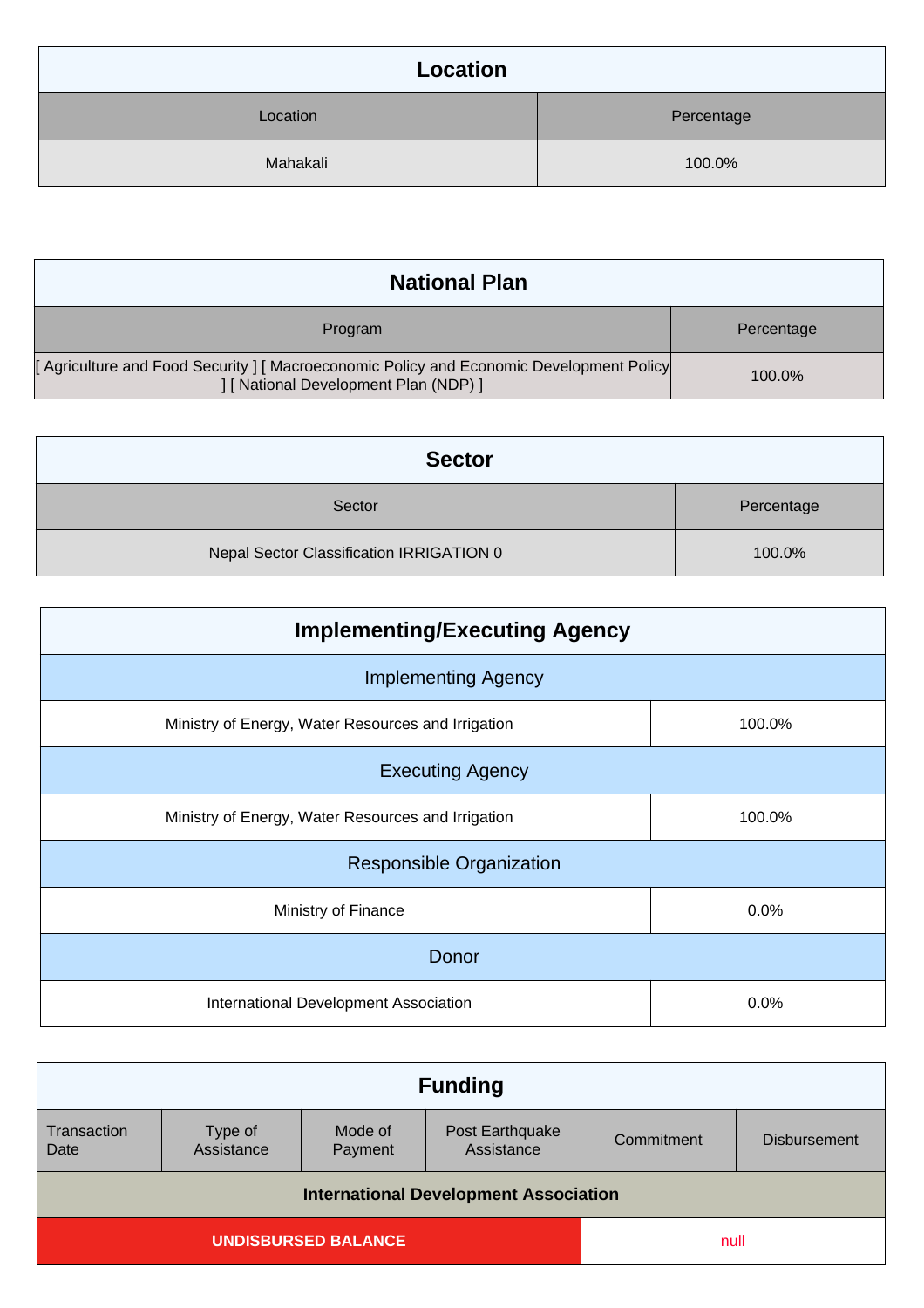## Location

| Location | Percentage |
| --- | --- |
| Mahakali | 100.0% |

## National Plan

| Program | Percentage |
| --- | --- |
| [ Agriculture and Food Security ] [ Macroeconomic Policy and Economic Development Policy ] [ National Development Plan (NDP) ] | 100.0% |

## Sector

| Sector | Percentage |
| --- | --- |
| Nepal Sector Classification IRRIGATION 0 | 100.0% |

## Implementing/Executing Agency

| Implementing Agency | |
| --- | --- |
| Ministry of Energy, Water Resources and Irrigation | 100.0% |
| **Executing Agency** | |
| Ministry of Energy, Water Resources and Irrigation | 100.0% |
| **Responsible Organization** | |
| Ministry of Finance | 0.0% |
| **Donor** | |
| International Development Association | 0.0% |

## Funding

| Transaction Date | Type of Assistance | Mode of Payment | Post Earthquake Assistance | Commitment | Disbursement |
| --- | --- | --- | --- | --- | --- |
| **International Development Association** | | | | | |
| **UNDISBURSED BALANCE** | | | | null | |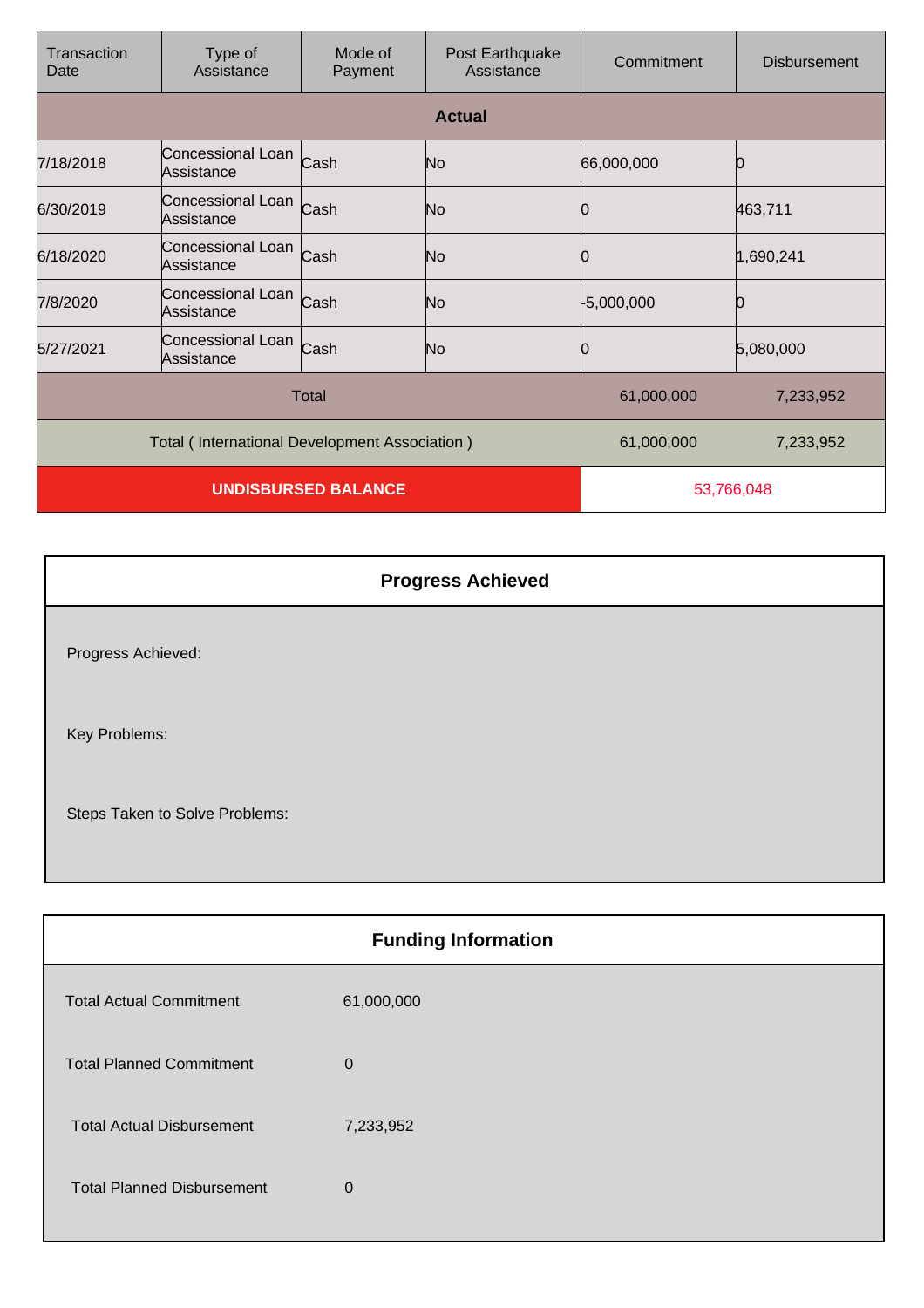| Transaction Date | Type of Assistance | Mode of Payment | Post Earthquake Assistance | Commitment | Disbursement |
|---|---|---|---|---|---|
| **Actual** | | | | | |
| 7/18/2018 | Concessional Loan Assistance | Cash | No | 66,000,000 | 0 |
| 6/30/2019 | Concessional Loan Assistance | Cash | No | 0 | 463,711 |
| 6/18/2020 | Concessional Loan Assistance | Cash | No | 0 | 1,690,241 |
| 7/8/2020 | Concessional Loan Assistance | Cash | No | -5,000,000 | 0 |
| 5/27/2021 | Concessional Loan Assistance | Cash | No | 0 | 5,080,000 |
| Total | | | | 61,000,000 | 7,233,952 |
| Total ( International Development Association ) | | | | 61,000,000 | 7,233,952 |
| **UNDISBURSED BALANCE** | | | | 53,766,048 | |

## Progress Achieved

Progress Achieved:

Key Problems:

Steps Taken to Solve Problems:

## Funding Information

| | |
|---|---|
| Total Actual Commitment | 61,000,000 |
| Total Planned Commitment | 0 |
| Total Actual Disbursement | 7,233,952 |
| Total Planned Disbursement | 0 |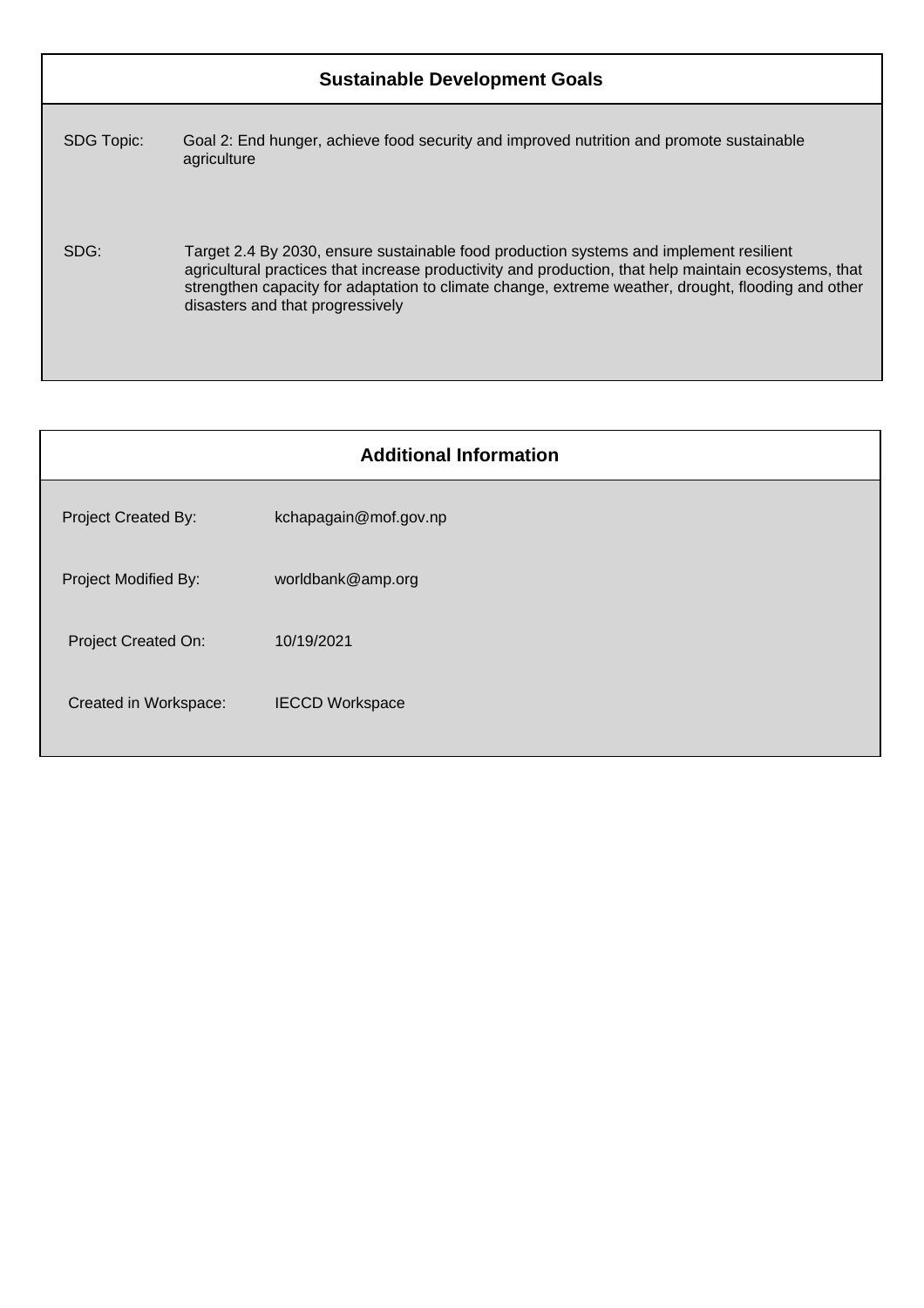## Sustainable Development Goals

| | |
|---|---|
| SDG Topic: | Goal 2: End hunger, achieve food security and improved nutrition and promote sustainable agriculture |
| SDG: | Target 2.4 By 2030, ensure sustainable food production systems and implement resilient agricultural practices that increase productivity and production, that help maintain ecosystems, that strengthen capacity for adaptation to climate change, extreme weather, drought, flooding and other disasters and that progressively |

## Additional Information

| | |
|---|---|
| Project Created By: | kchapagain@mof.gov.np |
| Project Modified By: | worldbank@amp.org |
| Project Created On: | 10/19/2021 |
| Created in Workspace: | IECCD Workspace |